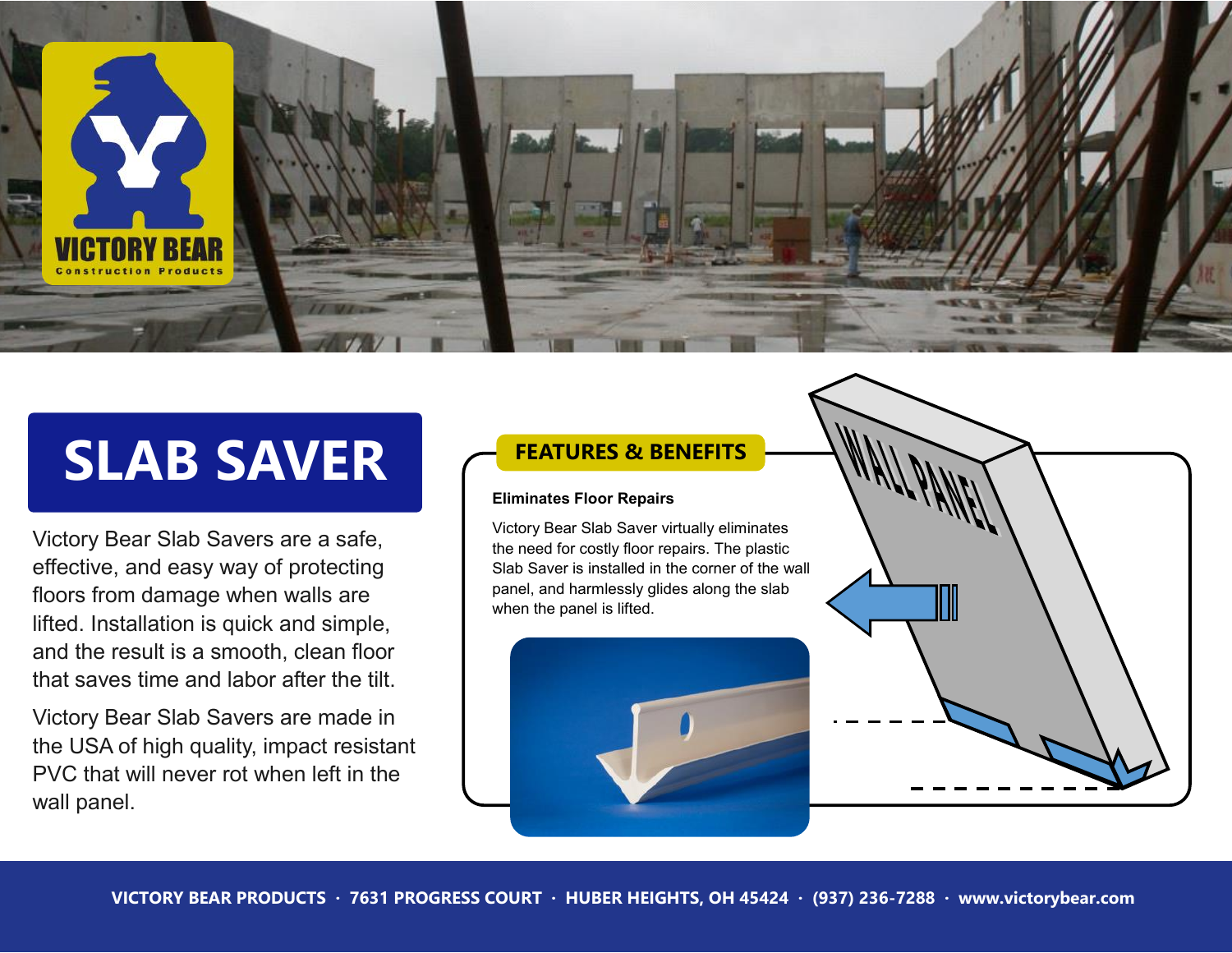# SLAB SAVER

Victory Bear Slab Savers are a safe, effective, and easy way of protecting floors from damage when walls are lifted. Installation is quick and simple, and the result is a smooth, clean floor that saves time and labor after the tilt.

Victory Bear Slab Savers are made in the USA of high quality, impact resistant PVC that will never rot when left in the wall panel.

## FEATURES & BENEFITS

**Eliminates Floor Repairs**

Victory Bear Slab Saver virtually eliminates the need for costly floor repairs. The plastic Slab Saver is installed in the corner of the wall panel, and harmlessly glides along the slab when the panel is lifted.

VICTORY BEAR PRODUCTS · 7631 PROGRESS COURT · HUBER HEIGHTS, OH 45424 · (937) 236-7288 · www.victorybear.com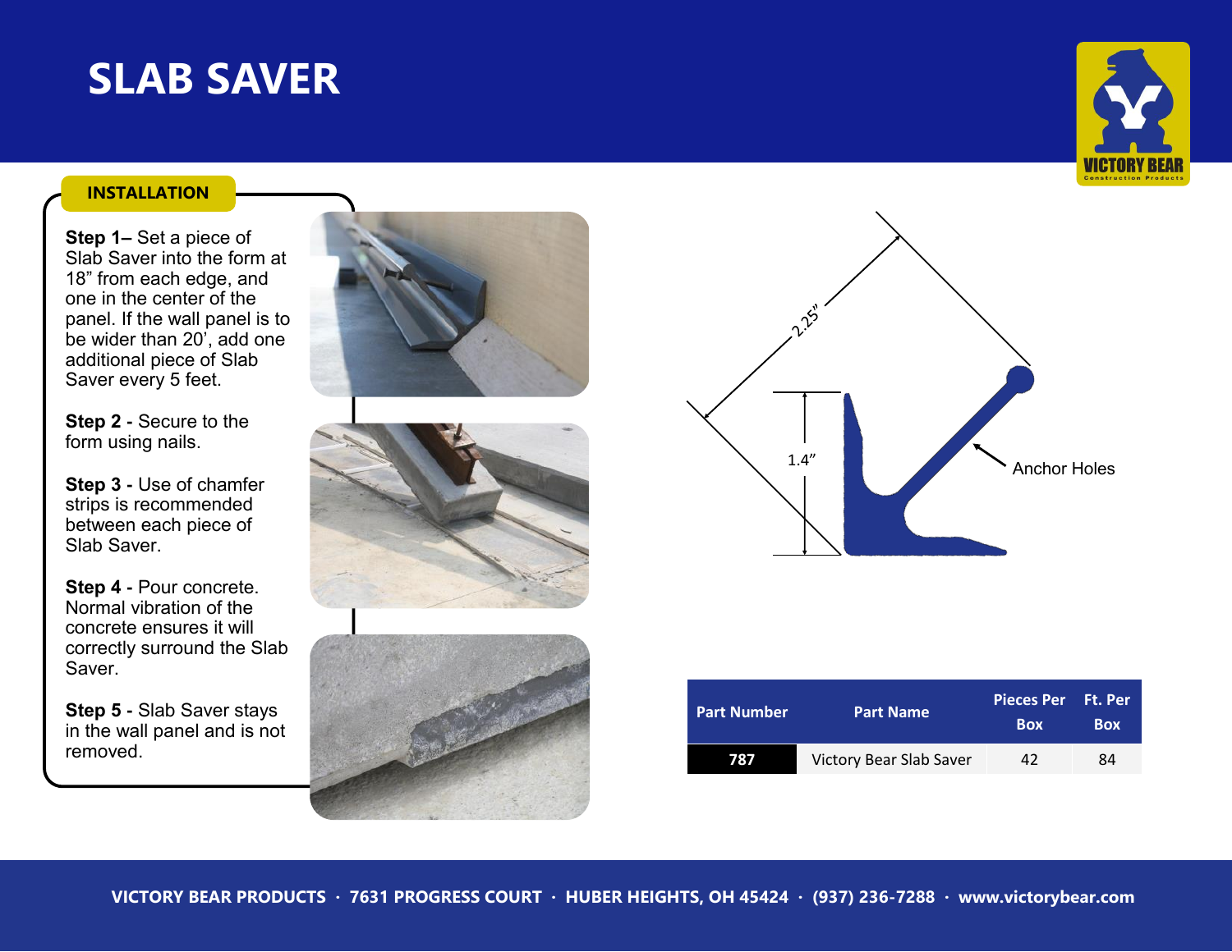# SLAB SAVER

## INSTALLATION

**Step 1–** Set a piece of Slab Saver into the form at 18” from each edge, and one in the center of the panel. If the wall panel is to be wider than 20’, add one additional piece of Slab Saver every 5 feet.

**Step 2 -** Secure to the form using nails.

**Step 3 -** Use of chamfer strips is recommended between each piece of Slab Saver.

**Step 4 -** Pour concrete. Normal vibration of the concrete ensures it will correctly surround the Slab Saver.

**Step 5 -** Slab Saver stays in the wall panel and is not removed.

2.25”

1.4”

Anchor Holes

| Part Number | Part Name | Pieces Per Box | Ft. Per Box |
|---|---|---|---|
| 787 | Victory Bear Slab Saver | 42 | 84 |

VICTORY BEAR PRODUCTS · 7631 PROGRESS COURT · HUBER HEIGHTS, OH 45424 · (937) 236-7288 · www.victorybear.com